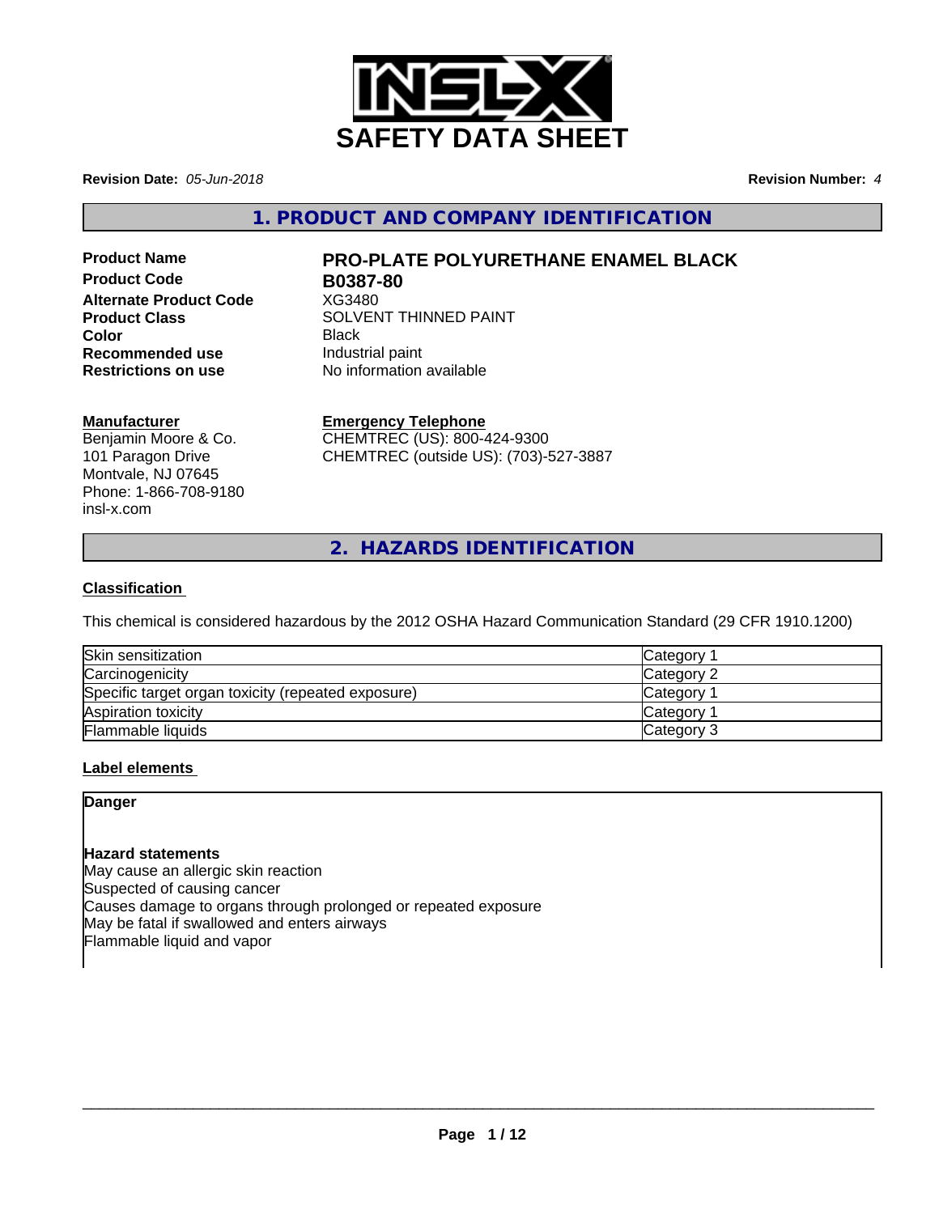# SAFETY DATA SHEET

**Revision Date:** *05-Jun-2018*

**Revision Number:** *4*

## 1. PRODUCT AND COMPANY IDENTIFICATION

| | |
|---|---|
| **Product Name** | **PRO-PLATE POLYURETHANE ENAMEL BLACK** |
| **Product Code** | **B0387-80** |
| **Alternate Product Code** | XG3480 |
| **Product Class** | SOLVENT THINNED PAINT |
| **Color** | Black |
| **Recommended use** | Industrial paint |
| **Restrictions on use** | No information available |

**Manufacturer**
Benjamin Moore & Co.
101 Paragon Drive
Montvale, NJ 07645
Phone: 1-866-708-9180
insl-x.com

**Emergency Telephone**
CHEMTREC (US): 800-424-9300
CHEMTREC (outside US): (703)-527-3887

## 2. HAZARDS IDENTIFICATION

### Classification

This chemical is considered hazardous by the 2012 OSHA Hazard Communication Standard (29 CFR 1910.1200)

| Hazard | Category |
|---|---|
| Skin sensitization | Category 1 |
| Carcinogenicity | Category 2 |
| Specific target organ toxicity (repeated exposure) | Category 1 |
| Aspiration toxicity | Category 1 |
| Flammable liquids | Category 3 |

### Label elements

**Danger**

**Hazard statements**
May cause an allergic skin reaction
Suspected of causing cancer
Causes damage to organs through prolonged or repeated exposure
May be fatal if swallowed and enters airways
Flammable liquid and vapor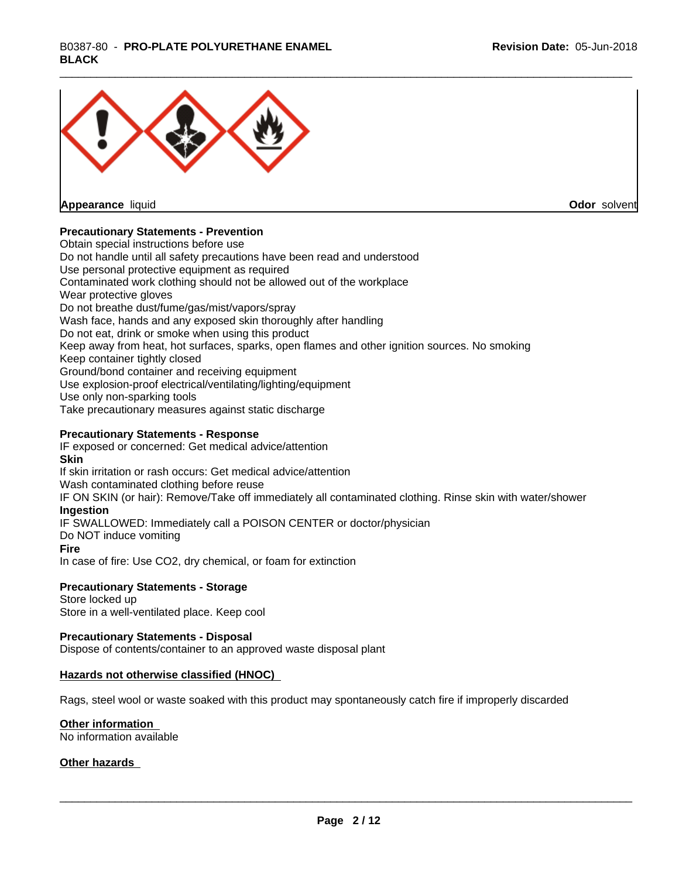**Appearance** liquid **Odor** solvent

**Precautionary Statements - Prevention**

Obtain special instructions before use
Do not handle until all safety precautions have been read and understood
Use personal protective equipment as required
Contaminated work clothing should not be allowed out of the workplace
Wear protective gloves
Do not breathe dust/fume/gas/mist/vapors/spray
Wash face, hands and any exposed skin thoroughly after handling
Do not eat, drink or smoke when using this product
Keep away from heat, hot surfaces, sparks, open flames and other ignition sources. No smoking
Keep container tightly closed
Ground/bond container and receiving equipment
Use explosion-proof electrical/ventilating/lighting/equipment
Use only non-sparking tools
Take precautionary measures against static discharge

**Precautionary Statements - Response**

IF exposed or concerned: Get medical advice/attention

**Skin**

If skin irritation or rash occurs: Get medical advice/attention
Wash contaminated clothing before reuse
IF ON SKIN (or hair): Remove/Take off immediately all contaminated clothing. Rinse skin with water/shower

**Ingestion**

IF SWALLOWED: Immediately call a POISON CENTER or doctor/physician
Do NOT induce vomiting

**Fire**

In case of fire: Use CO2, dry chemical, or foam for extinction

**Precautionary Statements - Storage**

Store locked up
Store in a well-ventilated place. Keep cool

**Precautionary Statements - Disposal**

Dispose of contents/container to an approved waste disposal plant

**Hazards not otherwise classified (HNOC)**

Rags, steel wool or waste soaked with this product may spontaneously catch fire if improperly discarded

**Other information**

No information available

**Other hazards**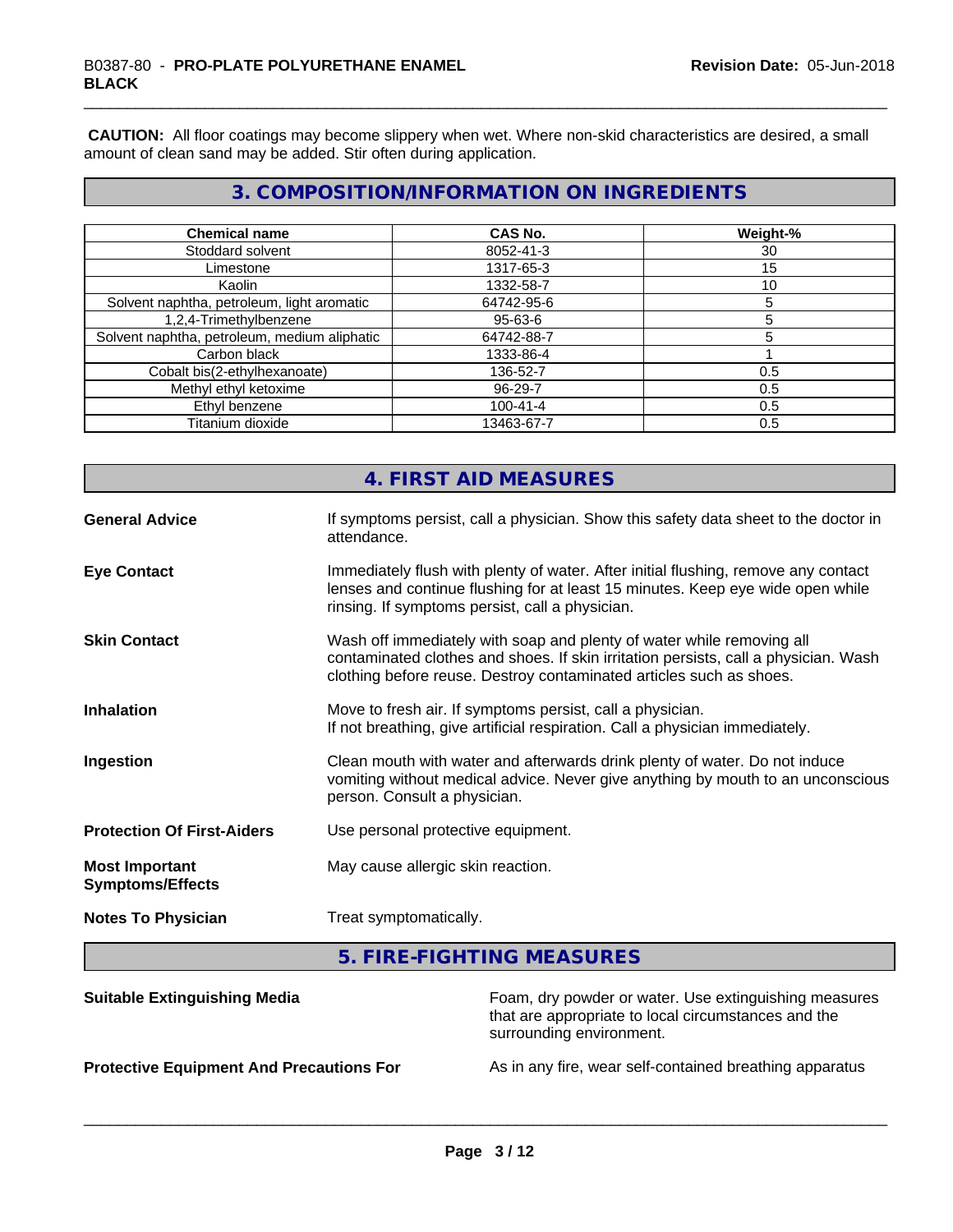**CAUTION:** All floor coatings may become slippery when wet. Where non-skid characteristics are desired, a small amount of clean sand may be added. Stir often during application.

## 3. COMPOSITION/INFORMATION ON INGREDIENTS

| Chemical name | CAS No. | Weight-% |
|---|---|---|
| Stoddard solvent | 8052-41-3 | 30 |
| Limestone | 1317-65-3 | 15 |
| Kaolin | 1332-58-7 | 10 |
| Solvent naphtha, petroleum, light aromatic | 64742-95-6 | 5 |
| 1,2,4-Trimethylbenzene | 95-63-6 | 5 |
| Solvent naphtha, petroleum, medium aliphatic | 64742-88-7 | 5 |
| Carbon black | 1333-86-4 | 1 |
| Cobalt bis(2-ethylhexanoate) | 136-52-7 | 0.5 |
| Methyl ethyl ketoxime | 96-29-7 | 0.5 |
| Ethyl benzene | 100-41-4 | 0.5 |
| Titanium dioxide | 13463-67-7 | 0.5 |

## 4. FIRST AID MEASURES

**General Advice**
If symptoms persist, call a physician. Show this safety data sheet to the doctor in attendance.

**Eye Contact**
Immediately flush with plenty of water. After initial flushing, remove any contact lenses and continue flushing for at least 15 minutes. Keep eye wide open while rinsing. If symptoms persist, call a physician.

**Skin Contact**
Wash off immediately with soap and plenty of water while removing all contaminated clothes and shoes. If skin irritation persists, call a physician. Wash clothing before reuse. Destroy contaminated articles such as shoes.

**Inhalation**
Move to fresh air. If symptoms persist, call a physician.
If not breathing, give artificial respiration. Call a physician immediately.

**Ingestion**
Clean mouth with water and afterwards drink plenty of water. Do not induce vomiting without medical advice. Never give anything by mouth to an unconscious person. Consult a physician.

**Protection Of First-Aiders**
Use personal protective equipment.

**Most Important Symptoms/Effects**
May cause allergic skin reaction.

**Notes To Physician**
Treat symptomatically.

## 5. FIRE-FIGHTING MEASURES

**Suitable Extinguishing Media**
Foam, dry powder or water. Use extinguishing measures that are appropriate to local circumstances and the surrounding environment.

**Protective Equipment And Precautions For**
As in any fire, wear self-contained breathing apparatus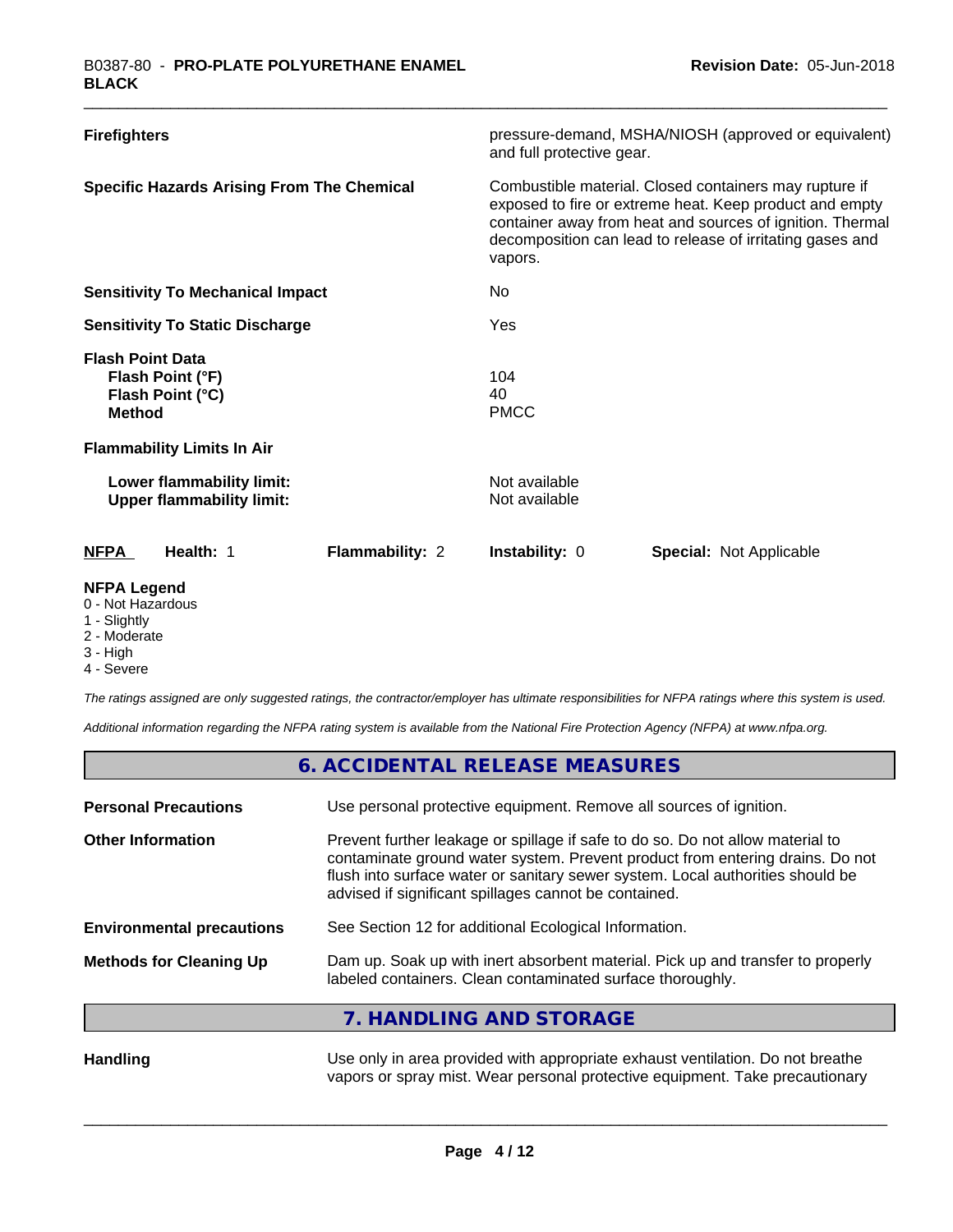| | |
|---|---|
| **Firefighters** | pressure-demand, MSHA/NIOSH (approved or equivalent) and full protective gear. |
| **Specific Hazards Arising From The Chemical** | Combustible material. Closed containers may rupture if exposed to fire or extreme heat. Keep product and empty container away from heat and sources of ignition. Thermal decomposition can lead to release of irritating gases and vapors. |
| **Sensitivity To Mechanical Impact** | No |
| **Sensitivity To Static Discharge** | Yes |
| **Flash Point Data** | |
| **Flash Point (°F)** | 104 |
| **Flash Point (°C)** | 40 |
| **Method** | PMCC |
| **Flammability Limits In Air** | |
| **Lower flammability limit:** | Not available |
| **Upper flammability limit:** | Not available |

| **NFPA** | **Health:** 1 | **Flammability:** 2 | **Instability:** 0 | **Special:** Not Applicable |
|---|---|---|---|---|

**NFPA Legend**
0 - Not Hazardous
1 - Slightly
2 - Moderate
3 - High
4 - Severe

*The ratings assigned are only suggested ratings, the contractor/employer has ultimate responsibilities for NFPA ratings where this system is used.*

*Additional information regarding the NFPA rating system is available from the National Fire Protection Agency (NFPA) at www.nfpa.org.*

## 6. ACCIDENTAL RELEASE MEASURES

| | |
|---|---|
| **Personal Precautions** | Use personal protective equipment. Remove all sources of ignition. |
| **Other Information** | Prevent further leakage or spillage if safe to do so. Do not allow material to contaminate ground water system. Prevent product from entering drains. Do not flush into surface water or sanitary sewer system. Local authorities should be advised if significant spillages cannot be contained. |
| **Environmental precautions** | See Section 12 for additional Ecological Information. |
| **Methods for Cleaning Up** | Dam up. Soak up with inert absorbent material. Pick up and transfer to properly labeled containers. Clean contaminated surface thoroughly. |

## 7. HANDLING AND STORAGE

| | |
|---|---|
| **Handling** | Use only in area provided with appropriate exhaust ventilation. Do not breathe vapors or spray mist. Wear personal protective equipment. Take precautionary |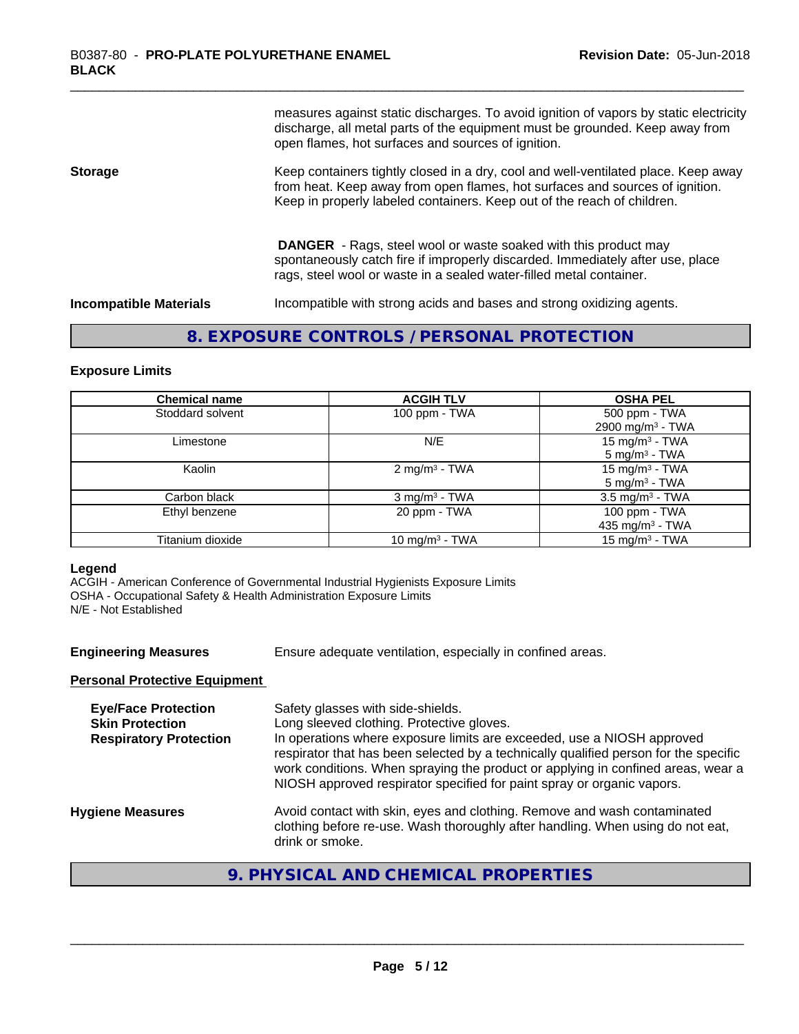measures against static discharges. To avoid ignition of vapors by static electricity discharge, all metal parts of the equipment must be grounded. Keep away from open flames, hot surfaces and sources of ignition.

**Storage**

Keep containers tightly closed in a dry, cool and well-ventilated place. Keep away from heat. Keep away from open flames, hot surfaces and sources of ignition. Keep in properly labeled containers. Keep out of the reach of children.

**DANGER** - Rags, steel wool or waste soaked with this product may spontaneously catch fire if improperly discarded. Immediately after use, place rags, steel wool or waste in a sealed water-filled metal container.

**Incompatible Materials**

Incompatible with strong acids and bases and strong oxidizing agents.

## 8. EXPOSURE CONTROLS / PERSONAL PROTECTION

### Exposure Limits

| Chemical name | ACGIH TLV | OSHA PEL |
|---|---|---|
| Stoddard solvent | 100 ppm - TWA | 500 ppm - TWA<br>2900 mg/m³ - TWA |
| Limestone | N/E | 15 mg/m³ - TWA<br>5 mg/m³ - TWA |
| Kaolin | 2 mg/m³ - TWA | 15 mg/m³ - TWA<br>5 mg/m³ - TWA |
| Carbon black | 3 mg/m³ - TWA | 3.5 mg/m³ - TWA |
| Ethyl benzene | 20 ppm - TWA | 100 ppm - TWA<br>435 mg/m³ - TWA |
| Titanium dioxide | 10 mg/m³ - TWA | 15 mg/m³ - TWA |

**Legend**
ACGIH - American Conference of Governmental Industrial Hygienists Exposure Limits
OSHA - Occupational Safety & Health Administration Exposure Limits
N/E - Not Established

**Engineering Measures**

Ensure adequate ventilation, especially in confined areas.

**Personal Protective Equipment**

**Eye/Face Protection**
Safety glasses with side-shields.

**Skin Protection**
Long sleeved clothing. Protective gloves.

**Respiratory Protection**
In operations where exposure limits are exceeded, use a NIOSH approved respirator that has been selected by a technically qualified person for the specific work conditions. When spraying the product or applying in confined areas, wear a NIOSH approved respirator specified for paint spray or organic vapors.

**Hygiene Measures**

Avoid contact with skin, eyes and clothing. Remove and wash contaminated clothing before re-use. Wash thoroughly after handling. When using do not eat, drink or smoke.

## 9. PHYSICAL AND CHEMICAL PROPERTIES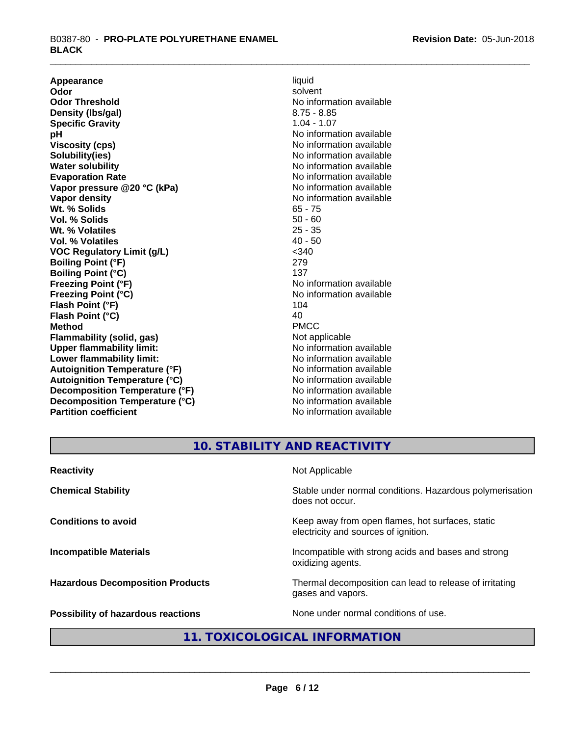| | |
|---|---|
| **Appearance** | liquid |
| **Odor** | solvent |
| **Odor Threshold** | No information available |
| **Density (lbs/gal)** | 8.75 - 8.85 |
| **Specific Gravity** | 1.04 - 1.07 |
| **pH** | No information available |
| **Viscosity (cps)** | No information available |
| **Solubility(ies)** | No information available |
| **Water solubility** | No information available |
| **Evaporation Rate** | No information available |
| **Vapor pressure @20 °C (kPa)** | No information available |
| **Vapor density** | No information available |
| **Wt. % Solids** | 65 - 75 |
| **Vol. % Solids** | 50 - 60 |
| **Wt. % Volatiles** | 25 - 35 |
| **Vol. % Volatiles** | 40 - 50 |
| **VOC Regulatory Limit (g/L)** | <340 |
| **Boiling Point (°F)** | 279 |
| **Boiling Point (°C)** | 137 |
| **Freezing Point (°F)** | No information available |
| **Freezing Point (°C)** | No information available |
| **Flash Point (°F)** | 104 |
| **Flash Point (°C)** | 40 |
| **Method** | PMCC |
| **Flammability (solid, gas)** | Not applicable |
| **Upper flammability limit:** | No information available |
| **Lower flammability limit:** | No information available |
| **Autoignition Temperature (°F)** | No information available |
| **Autoignition Temperature (°C)** | No information available |
| **Decomposition Temperature (°F)** | No information available |
| **Decomposition Temperature (°C)** | No information available |
| **Partition coefficient** | No information available |

## 10. STABILITY AND REACTIVITY

| | |
|---|---|
| **Reactivity** | Not Applicable |
| **Chemical Stability** | Stable under normal conditions. Hazardous polymerisation does not occur. |
| **Conditions to avoid** | Keep away from open flames, hot surfaces, static electricity and sources of ignition. |
| **Incompatible Materials** | Incompatible with strong acids and bases and strong oxidizing agents. |
| **Hazardous Decomposition Products** | Thermal decomposition can lead to release of irritating gases and vapors. |
| **Possibility of hazardous reactions** | None under normal conditions of use. |

## 11. TOXICOLOGICAL INFORMATION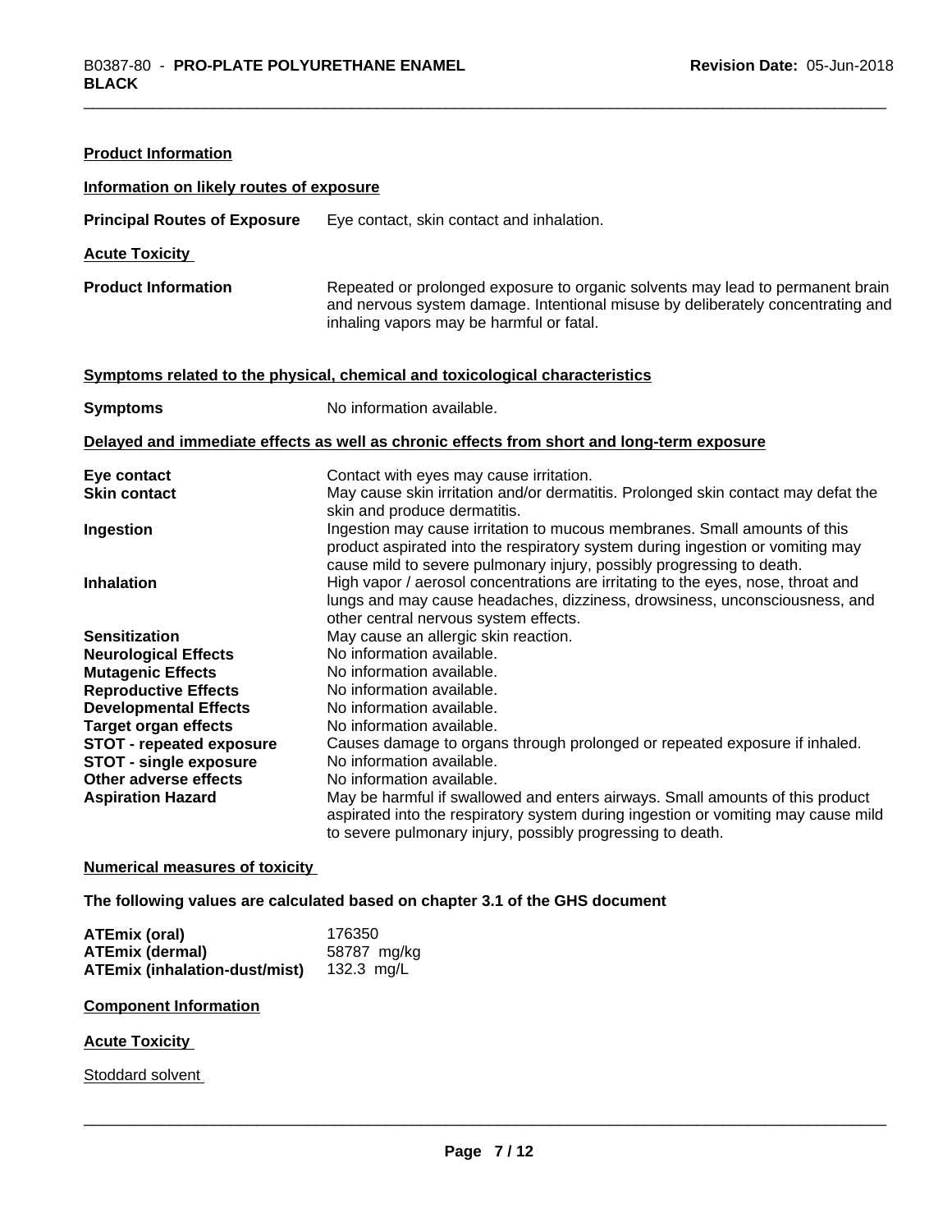**Product Information**

**Information on likely routes of exposure**

**Principal Routes of Exposure** Eye contact, skin contact and inhalation.

**Acute Toxicity**

**Product Information** Repeated or prolonged exposure to organic solvents may lead to permanent brain and nervous system damage. Intentional misuse by deliberately concentrating and inhaling vapors may be harmful or fatal.

**Symptoms related to the physical, chemical and toxicological characteristics**

**Symptoms** No information available.

**Delayed and immediate effects as well as chronic effects from short and long-term exposure**

| | |
|---|---|
| **Eye contact** | Contact with eyes may cause irritation. |
| **Skin contact** | May cause skin irritation and/or dermatitis. Prolonged skin contact may defat the skin and produce dermatitis. |
| **Ingestion** | Ingestion may cause irritation to mucous membranes. Small amounts of this product aspirated into the respiratory system during ingestion or vomiting may cause mild to severe pulmonary injury, possibly progressing to death. |
| **Inhalation** | High vapor / aerosol concentrations are irritating to the eyes, nose, throat and lungs and may cause headaches, dizziness, drowsiness, unconsciousness, and other central nervous system effects. |
| **Sensitization** | May cause an allergic skin reaction. |
| **Neurological Effects** | No information available. |
| **Mutagenic Effects** | No information available. |
| **Reproductive Effects** | No information available. |
| **Developmental Effects** | No information available. |
| **Target organ effects** | No information available. |
| **STOT - repeated exposure** | Causes damage to organs through prolonged or repeated exposure if inhaled. |
| **STOT - single exposure** | No information available. |
| **Other adverse effects** | No information available. |
| **Aspiration Hazard** | May be harmful if swallowed and enters airways. Small amounts of this product aspirated into the respiratory system during ingestion or vomiting may cause mild to severe pulmonary injury, possibly progressing to death. |

**Numerical measures of toxicity**

**The following values are calculated based on chapter 3.1 of the GHS document**

| | |
|---|---|
| **ATEmix (oral)** | 176350 |
| **ATEmix (dermal)** | 58787 mg/kg |
| **ATEmix (inhalation-dust/mist)** | 132.3 mg/L |

**Component Information**

**Acute Toxicity**

Stoddard solvent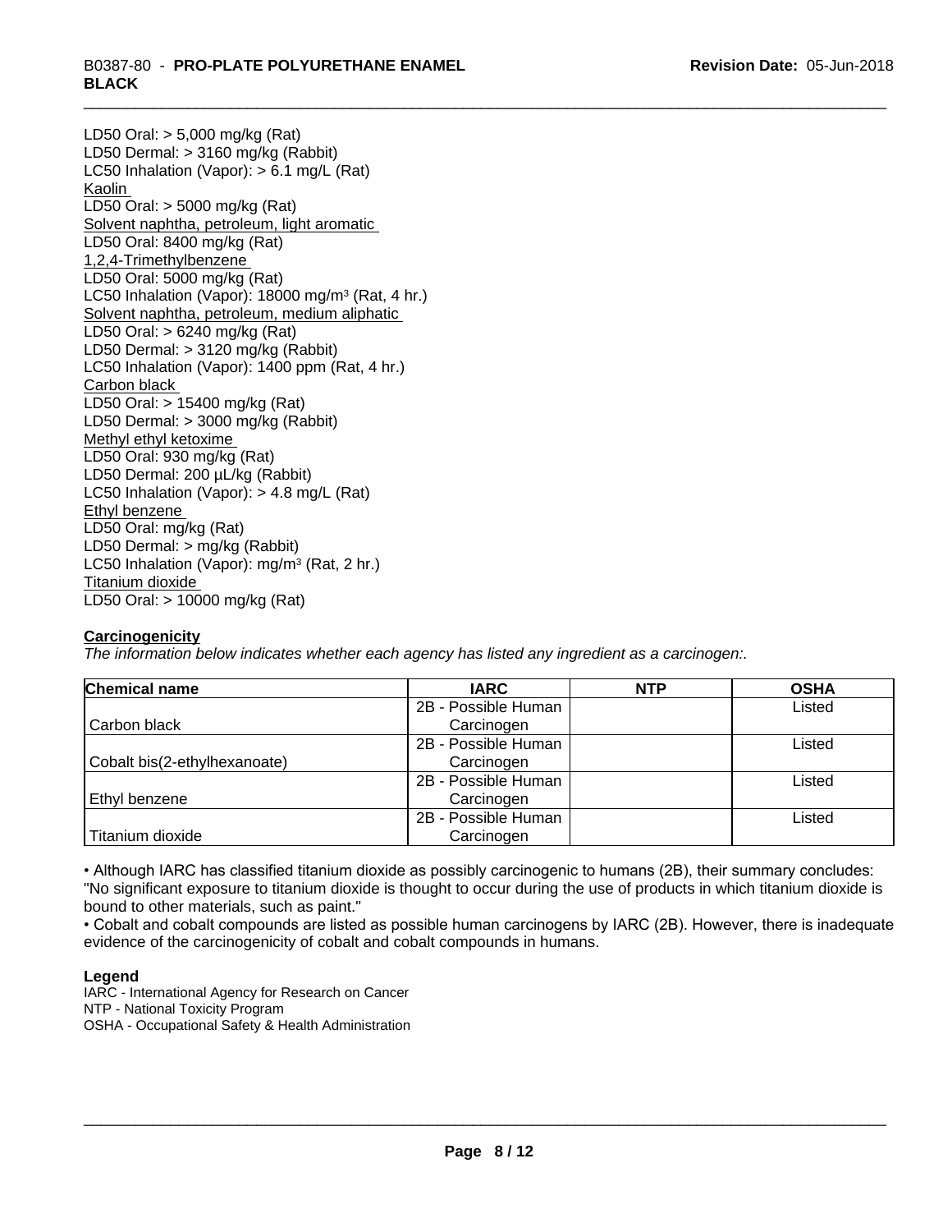LD50 Oral: > 5,000 mg/kg (Rat)
LD50 Dermal: > 3160 mg/kg (Rabbit)
LC50 Inhalation (Vapor): > 6.1 mg/L (Rat)

Kaolin

LD50 Oral: > 5000 mg/kg (Rat)

Solvent naphtha, petroleum, light aromatic

LD50 Oral: 8400 mg/kg (Rat)

1,2,4-Trimethylbenzene

LD50 Oral: 5000 mg/kg (Rat)
LC50 Inhalation (Vapor): 18000 mg/m³ (Rat, 4 hr.)

Solvent naphtha, petroleum, medium aliphatic

LD50 Oral: > 6240 mg/kg (Rat)
LD50 Dermal: > 3120 mg/kg (Rabbit)
LC50 Inhalation (Vapor): 1400 ppm (Rat, 4 hr.)

Carbon black

LD50 Oral: > 15400 mg/kg (Rat)
LD50 Dermal: > 3000 mg/kg (Rabbit)

Methyl ethyl ketoxime

LD50 Oral: 930 mg/kg (Rat)
LD50 Dermal: 200 µL/kg (Rabbit)
LC50 Inhalation (Vapor): > 4.8 mg/L (Rat)

Ethyl benzene

LD50 Oral: mg/kg (Rat)
LD50 Dermal: > mg/kg (Rabbit)
LC50 Inhalation (Vapor): mg/m³ (Rat, 2 hr.)

Titanium dioxide

LD50 Oral: > 10000 mg/kg (Rat)

**Carcinogenicity**

*The information below indicates whether each agency has listed any ingredient as a carcinogen:.*

| Chemical name | IARC | NTP | OSHA |
|---|---|---|---|
| Carbon black | 2B - Possible Human Carcinogen | | Listed |
| Cobalt bis(2-ethylhexanoate) | 2B - Possible Human Carcinogen | | Listed |
| Ethyl benzene | 2B - Possible Human Carcinogen | | Listed |
| Titanium dioxide | 2B - Possible Human Carcinogen | | Listed |

- Although IARC has classified titanium dioxide as possibly carcinogenic to humans (2B), their summary concludes: "No significant exposure to titanium dioxide is thought to occur during the use of products in which titanium dioxide is bound to other materials, such as paint."
- Cobalt and cobalt compounds are listed as possible human carcinogens by IARC (2B). However, there is inadequate evidence of the carcinogenicity of cobalt and cobalt compounds in humans.

**Legend**

IARC - International Agency for Research on Cancer
NTP - National Toxicity Program
OSHA - Occupational Safety & Health Administration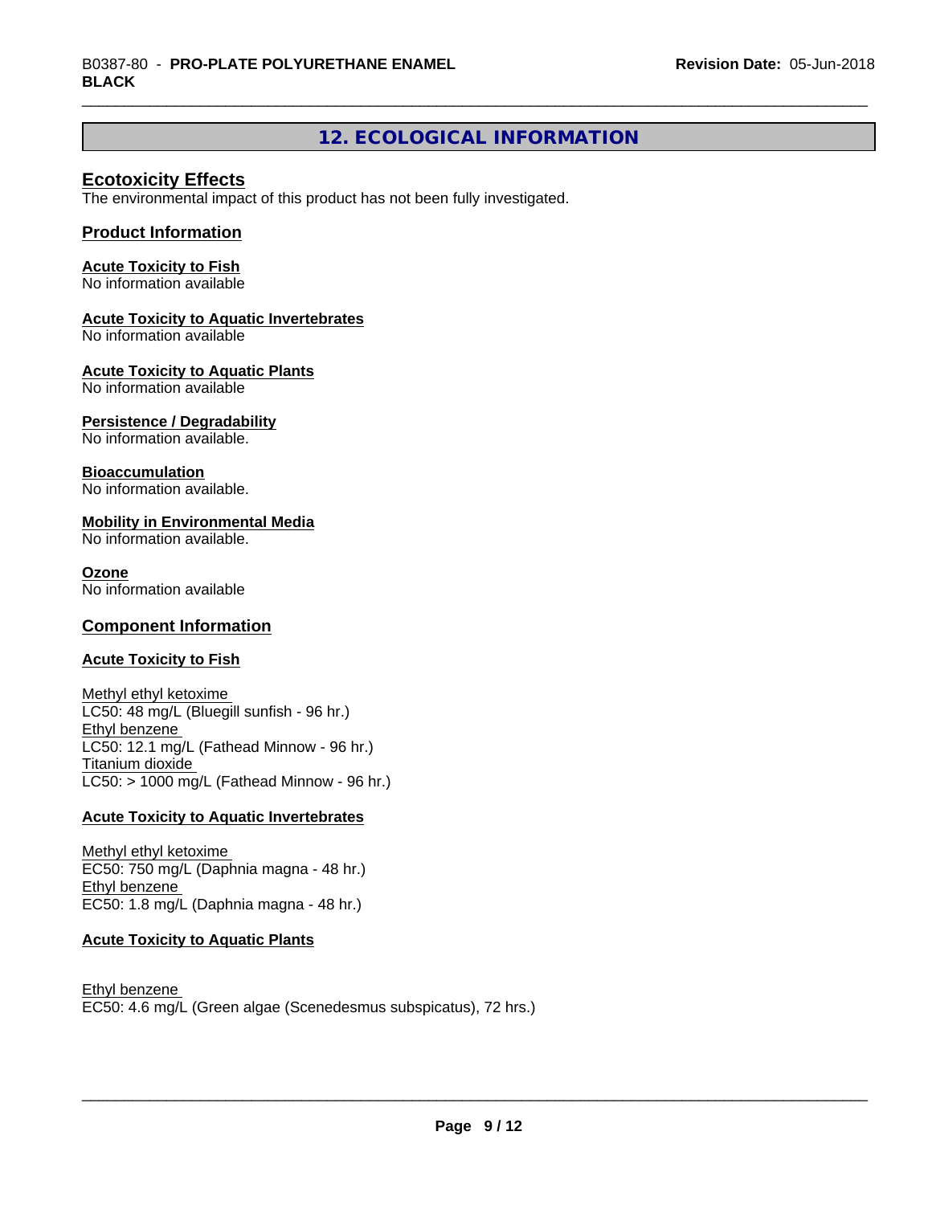## 12. ECOLOGICAL INFORMATION

### Ecotoxicity Effects

The environmental impact of this product has not been fully investigated.

### Product Information

**Acute Toxicity to Fish**
No information available

**Acute Toxicity to Aquatic Invertebrates**
No information available

**Acute Toxicity to Aquatic Plants**
No information available

**Persistence / Degradability**
No information available.

**Bioaccumulation**
No information available.

**Mobility in Environmental Media**
No information available.

**Ozone**
No information available

### Component Information

**Acute Toxicity to Fish**

Methyl ethyl ketoxime
LC50: 48 mg/L (Bluegill sunfish - 96 hr.)
Ethyl benzene
LC50: 12.1 mg/L (Fathead Minnow - 96 hr.)
Titanium dioxide
LC50: > 1000 mg/L (Fathead Minnow - 96 hr.)

**Acute Toxicity to Aquatic Invertebrates**

Methyl ethyl ketoxime
EC50: 750 mg/L (Daphnia magna - 48 hr.)
Ethyl benzene
EC50: 1.8 mg/L (Daphnia magna - 48 hr.)

**Acute Toxicity to Aquatic Plants**

Ethyl benzene
EC50: 4.6 mg/L (Green algae (Scenedesmus subspicatus), 72 hrs.)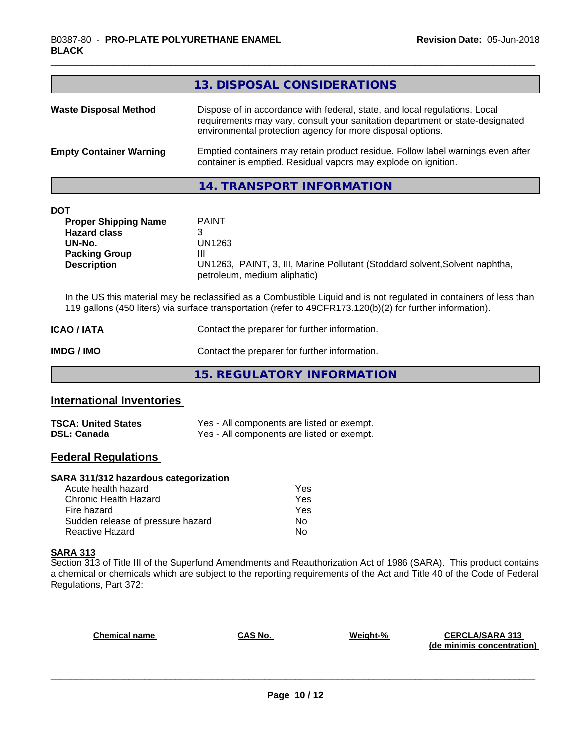## 13. DISPOSAL CONSIDERATIONS

**Waste Disposal Method** — Dispose of in accordance with federal, state, and local regulations. Local requirements may vary, consult your sanitation department or state-designated environmental protection agency for more disposal options.

**Empty Container Warning** — Emptied containers may retain product residue. Follow label warnings even after container is emptied. Residual vapors may explode on ignition.

## 14. TRANSPORT INFORMATION

**DOT**

| | |
|---|---|
| **Proper Shipping Name** | PAINT |
| **Hazard class** | 3 |
| **UN-No.** | UN1263 |
| **Packing Group** | III |
| **Description** | UN1263, PAINT, 3, III, Marine Pollutant (Stoddard solvent,Solvent naphtha, petroleum, medium aliphatic) |

In the US this material may be reclassified as a Combustible Liquid and is not regulated in containers of less than 119 gallons (450 liters) via surface transportation (refer to 49CFR173.120(b)(2) for further information).

**ICAO / IATA** — Contact the preparer for further information.

**IMDG / IMO** — Contact the preparer for further information.

## 15. REGULATORY INFORMATION

### International Inventories

| | |
|---|---|
| **TSCA: United States** | Yes - All components are listed or exempt. |
| **DSL: Canada** | Yes - All components are listed or exempt. |

### Federal Regulations

**SARA 311/312 hazardous categorization**

| | |
|---|---|
| Acute health hazard | Yes |
| Chronic Health Hazard | Yes |
| Fire hazard | Yes |
| Sudden release of pressure hazard | No |
| Reactive Hazard | No |

**SARA 313**

Section 313 of Title III of the Superfund Amendments and Reauthorization Act of 1986 (SARA). This product contains a chemical or chemicals which are subject to the reporting requirements of the Act and Title 40 of the Code of Federal Regulations, Part 372:

| Chemical name | CAS No. | Weight-% | CERCLA/SARA 313 (de minimis concentration) |
|---|---|---|---|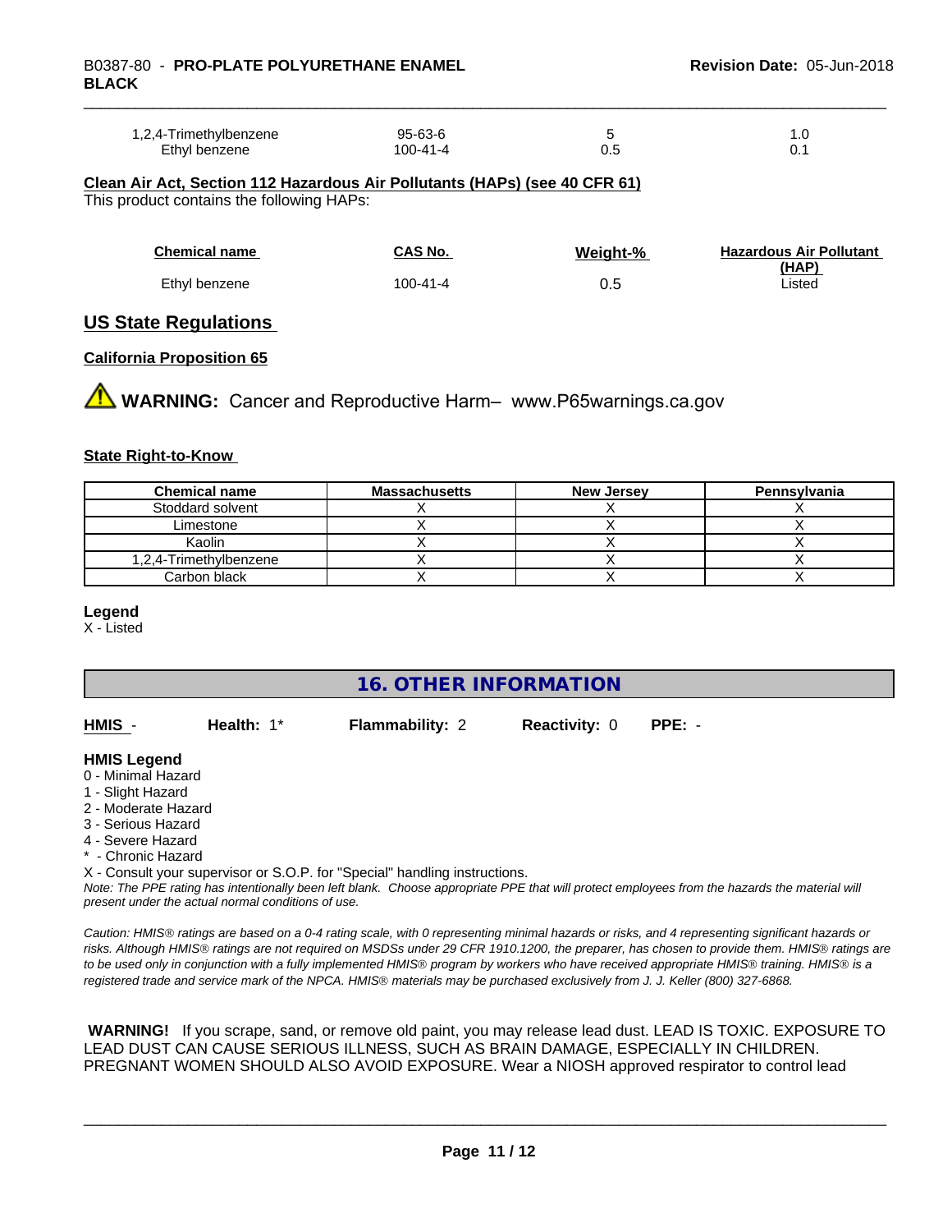| | | | |
|---|---|---|---|
| 1,2,4-Trimethylbenzene | 95-63-6 | 5 | 1.0 |
| Ethyl benzene | 100-41-4 | 0.5 | 0.1 |

**Clean Air Act, Section 112 Hazardous Air Pollutants (HAPs) (see 40 CFR 61)**

This product contains the following HAPs:

| Chemical name | CAS No. | Weight-% | Hazardous Air Pollutant (HAP) |
|---|---|---|---|
| Ethyl benzene | 100-41-4 | 0.5 | Listed |

## US State Regulations

**California Proposition 65**

**WARNING:** Cancer and Reproductive Harm– www.P65warnings.ca.gov

**State Right-to-Know**

| Chemical name | Massachusetts | New Jersey | Pennsylvania |
|---|---|---|---|
| Stoddard solvent | X | X | X |
| Limestone | X | X | X |
| Kaolin | X | X | X |
| 1,2,4-Trimethylbenzene | X | X | X |
| Carbon black | X | X | X |

**Legend**

X - Listed

## 16. OTHER INFORMATION

**HMIS** - **Health:** 1* **Flammability:** 2 **Reactivity:** 0 **PPE:** -

**HMIS Legend**

0 - Minimal Hazard
1 - Slight Hazard
2 - Moderate Hazard
3 - Serious Hazard
4 - Severe Hazard
* - Chronic Hazard
X - Consult your supervisor or S.O.P. for "Special" handling instructions.

*Note: The PPE rating has intentionally been left blank. Choose appropriate PPE that will protect employees from the hazards the material will present under the actual normal conditions of use.*

*Caution: HMIS® ratings are based on a 0-4 rating scale, with 0 representing minimal hazards or risks, and 4 representing significant hazards or risks. Although HMIS® ratings are not required on MSDSs under 29 CFR 1910.1200, the preparer, has chosen to provide them. HMIS® ratings are to be used only in conjunction with a fully implemented HMIS® program by workers who have received appropriate HMIS® training. HMIS® is a registered trade and service mark of the NPCA. HMIS® materials may be purchased exclusively from J. J. Keller (800) 327-6868.*

**WARNING!** If you scrape, sand, or remove old paint, you may release lead dust. LEAD IS TOXIC. EXPOSURE TO LEAD DUST CAN CAUSE SERIOUS ILLNESS, SUCH AS BRAIN DAMAGE, ESPECIALLY IN CHILDREN. PREGNANT WOMEN SHOULD ALSO AVOID EXPOSURE. Wear a NIOSH approved respirator to control lead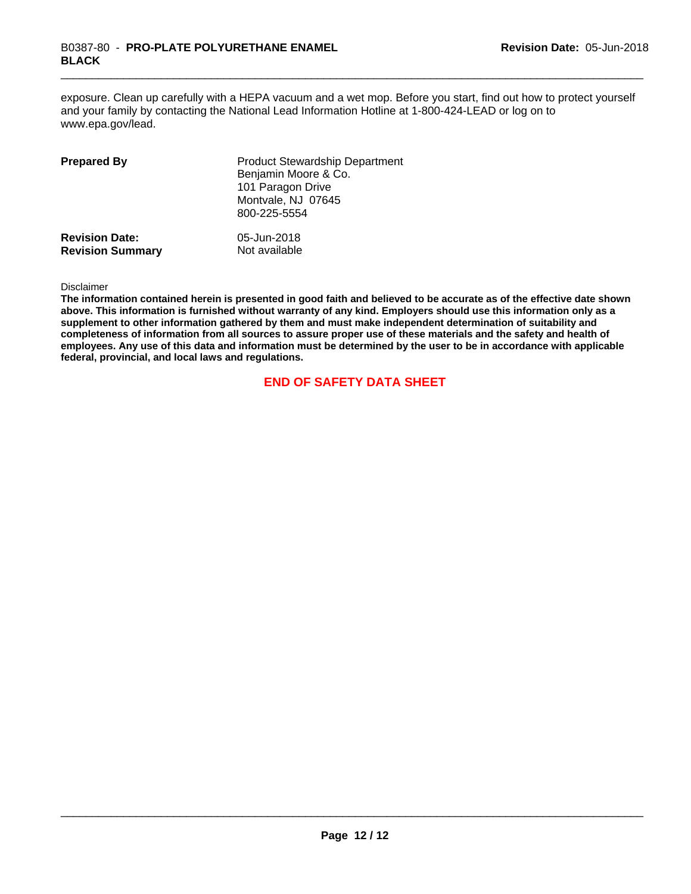exposure. Clean up carefully with a HEPA vacuum and a wet mop. Before you start, find out how to protect yourself and your family by contacting the National Lead Information Hotline at 1-800-424-LEAD or log on to www.epa.gov/lead.

| | |
|---|---|
| **Prepared By** | Product Stewardship Department<br>Benjamin Moore & Co.<br>101 Paragon Drive<br>Montvale, NJ 07645<br>800-225-5554 |
| **Revision Date:** | 05-Jun-2018 |
| **Revision Summary** | Not available |

Disclaimer

**The information contained herein is presented in good faith and believed to be accurate as of the effective date shown above. This information is furnished without warranty of any kind. Employers should use this information only as a supplement to other information gathered by them and must make independent determination of suitability and completeness of information from all sources to assure proper use of these materials and the safety and health of employees. Any use of this data and information must be determined by the user to be in accordance with applicable federal, provincial, and local laws and regulations.**

**END OF SAFETY DATA SHEET**